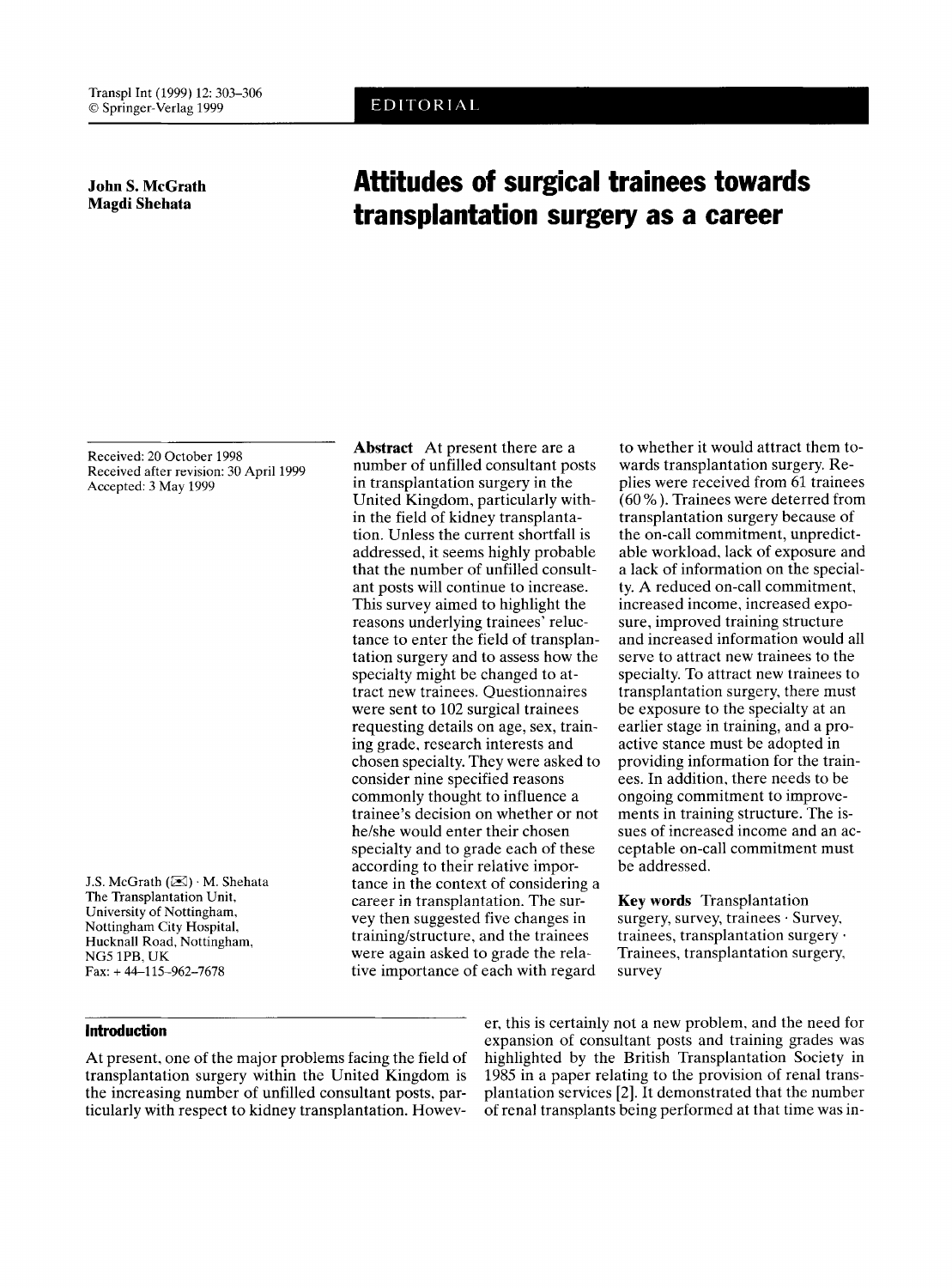EDITORIAL

**John S. McGrath**
**Magdi Shehata**

# Attitudes of surgical trainees towards transplantation surgery as a career

Received: 20 October 1998
Received after revision: 30 April 1999
Accepted: 3 May 1999

J.S. McGrath (✉) · M. Shehata
The Transplantation Unit,
University of Nottingham,
Nottingham City Hospital,
Hucknall Road, Nottingham,
NG5 1PB, UK
Fax: + 44-115-962-7678

**Abstract** At present there are a number of unfilled consultant posts in transplantation surgery in the United Kingdom, particularly within the field of kidney transplantation. Unless the current shortfall is addressed, it seems highly probable that the number of unfilled consultant posts will continue to increase. This survey aimed to highlight the reasons underlying trainees' reluctance to enter the field of transplantation surgery and to assess how the specialty might be changed to attract new trainees. Questionnaires were sent to 102 surgical trainees requesting details on age, sex, training grade, research interests and chosen specialty. They were asked to consider nine specified reasons commonly thought to influence a trainee's decision on whether or not he/she would enter their chosen specialty and to grade each of these according to their relative importance in the context of considering a career in transplantation. The survey then suggested five changes in training/structure, and the trainees were again asked to grade the relative importance of each with regard to whether it would attract them towards transplantation surgery. Replies were received from 61 trainees (60 %). Trainees were deterred from transplantation surgery because of the on-call commitment, unpredictable workload, lack of exposure and a lack of information on the specialty. A reduced on-call commitment, increased income, increased exposure, improved training structure and increased information would all serve to attract new trainees to the specialty. To attract new trainees to transplantation surgery, there must be exposure to the specialty at an earlier stage in training, and a proactive stance must be adopted in providing information for the trainees. In addition, there needs to be ongoing commitment to improvements in training structure. The issues of increased income and an acceptable on-call commitment must be addressed.

**Key words** Transplantation surgery, survey, trainees · Survey, trainees, transplantation surgery · Trainees, transplantation surgery, survey

## Introduction

At present, one of the major problems facing the field of transplantation surgery within the United Kingdom is the increasing number of unfilled consultant posts, particularly with respect to kidney transplantation. However, this is certainly not a new problem, and the need for expansion of consultant posts and training grades was highlighted by the British Transplantation Society in 1985 in a paper relating to the provision of renal transplantation services [2]. It demonstrated that the number of renal transplants being performed at that time was in-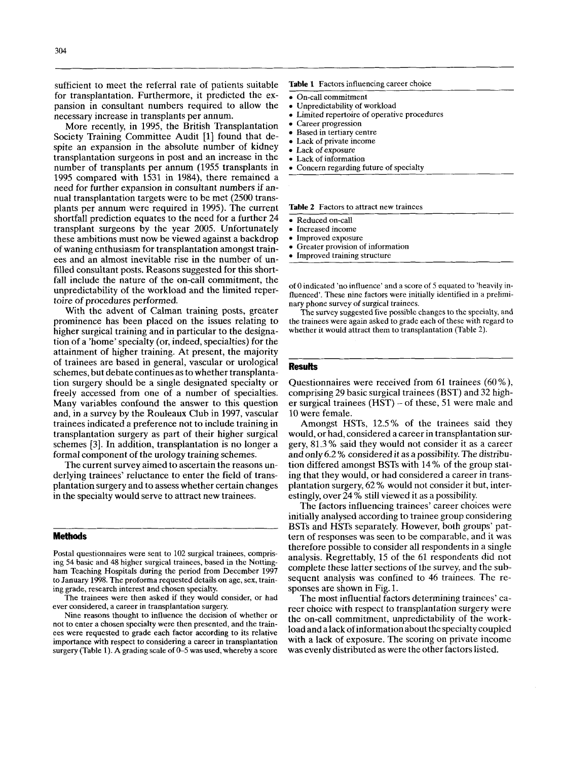sufficient to meet the referral rate of patients suitable for transplantation. Furthermore, it predicted the expansion in consultant numbers required to allow the necessary increase in transplants per annum.

More recently, in 1995, the British Transplantation Society Training Committee Audit [1] found that despite an expansion in the absolute number of kidney transplantation surgeons in post and an increase in the number of transplants per annum (1955 transplants in 1995 compared with 1531 in 1984), there remained a need for further expansion in consultant numbers if annual transplantation targets were to be met (2500 transplants per annum were required in 1995). The current shortfall prediction equates to the need for a further 24 transplant surgeons by the year 2005. Unfortunately these ambitions must now be viewed against a backdrop of waning enthusiasm for transplantation amongst trainees and an almost inevitable rise in the number of unfilled consultant posts. Reasons suggested for this shortfall include the nature of the on-call commitment, the unpredictability of the workload and the limited repertoire of procedures performed.

With the advent of Calman training posts, greater prominence has been placed on the issues relating to higher surgical training and in particular to the designation of a 'home' specialty (or, indeed, specialties) for the attainment of higher training. At present, the majority of trainees are based in general, vascular or urological schemes, but debate continues as to whether transplantation surgery should be a single designated specialty or freely accessed from one of a number of specialties. Many variables confound the answer to this question and, in a survey by the Rouleaux Club in 1997, vascular trainees indicated a preference not to include training in transplantation surgery as part of their higher surgical schemes [3]. In addition, transplantation is no longer a formal component of the urology training schemes.

The current survey aimed to ascertain the reasons underlying trainees' reluctance to enter the field of transplantation surgery and to assess whether certain changes in the specialty would serve to attract new trainees.

## Methods

Postal questionnaires were sent to 102 surgical trainees, comprising 54 basic and 48 higher surgical trainees, based in the Nottingham Teaching Hospitals during the period from December 1997 to January 1998. The proforma requested details on age, sex, training grade, research interest and chosen specialty.

The trainees were then asked if they would consider, or had ever considered, a career in transplantation surgery.

Nine reasons thought to influence the decision of whether or not to enter a chosen specialty were then presented, and the trainees were requested to grade each factor according to its relative importance with respect to considering a career in transplantation surgery (Table 1). A grading scale of 0–5 was used, whereby a score of 0 indicated 'no influence' and a score of 5 equated to 'heavily influenced'. These nine factors were initially identified in a preliminary phone survey of surgical trainees.

The survey suggested five possible changes to the specialty, and the trainees were again asked to grade each of these with regard to whether it would attract them to transplantation (Table 2).

**Table 1** Factors influencing career choice

- On-call commitment
- Unpredictability of workload
- Limited repertoire of operative procedures
- Career progression
- Based in tertiary centre
- Lack of private income
- Lack of exposure
- Lack of information
- Concern regarding future of specialty

**Table 2** Factors to attract new trainees

- Reduced on-call
- Increased income
- Improved exposure
- Greater provision of information
- Improved training structure

## Results

Questionnaires were received from 61 trainees (60%), comprising 29 basic surgical trainees (BST) and 32 higher surgical trainees (HST) – of these, 51 were male and 10 were female.

Amongst HSTs, 12.5% of the trainees said they would, or had, considered a career in transplantation surgery, 81.3% said they would not consider it as a career and only 6.2% considered it as a possibility. The distribution differed amongst BSTs with 14% of the group stating that they would, or had considered a career in transplantation surgery, 62% would not consider it but, interestingly, over 24% still viewed it as a possibility.

The factors influencing trainees' career choices were initially analysed according to trainee group considering BSTs and HSTs separately. However, both groups' pattern of responses was seen to be comparable, and it was therefore possible to consider all respondents in a single analysis. Regrettably, 15 of the 61 respondents did not complete these latter sections of the survey, and the subsequent analysis was confined to 46 trainees. The responses are shown in Fig. 1.

The most influential factors determining trainees' career choice with respect to transplantation surgery were the on-call commitment, unpredictability of the workload and a lack of information about the specialty coupled with a lack of exposure. The scoring on private income was evenly distributed as were the other factors listed.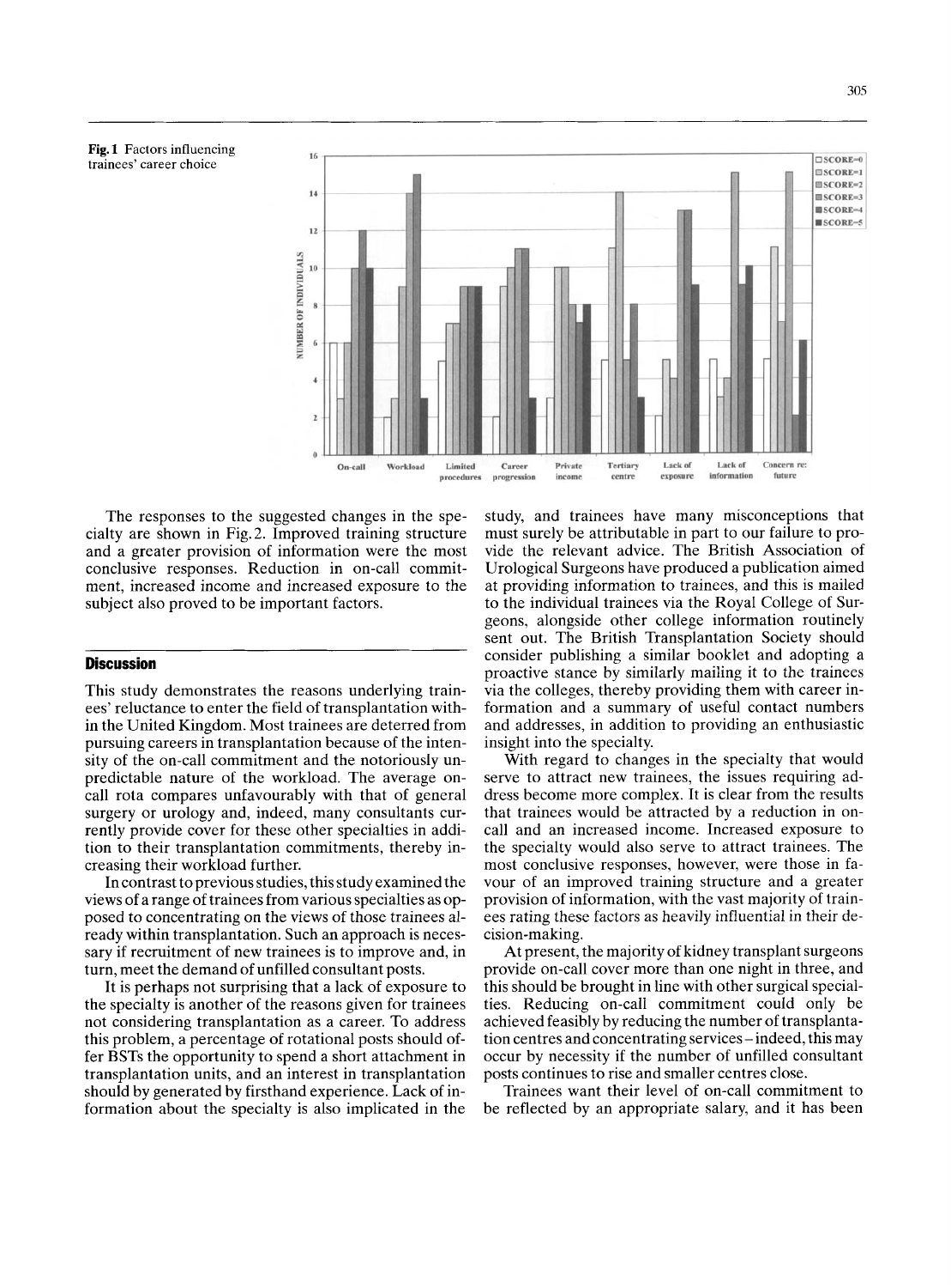**Fig. 1** Factors influencing trainees' career choice

SCORE=0
SCORE=1
SCORE=2
SCORE=3
SCORE=4
SCORE=5

NUMBER OF INDIVIDUALS

0
2
4
6
8
10
12
14
16

On-call
Workload
Limited procedures
Career progression
Private income
Tertiary centre
Lack of exposure
Lack of information
Concern re: future

The responses to the suggested changes in the specialty are shown in Fig. 2. Improved training structure and a greater provision of information were the most conclusive responses. Reduction in on-call commitment, increased income and increased exposure to the subject also proved to be important factors.

## Discussion

This study demonstrates the reasons underlying trainees' reluctance to enter the field of transplantation within the United Kingdom. Most trainees are deterred from pursuing careers in transplantation because of the intensity of the on-call commitment and the notoriously unpredictable nature of the workload. The average on-call rota compares unfavourably with that of general surgery or urology and, indeed, many consultants currently provide cover for these other specialties in addition to their transplantation commitments, thereby increasing their workload further.

In contrast to previous studies, this study examined the views of a range of trainees from various specialties as opposed to concentrating on the views of those trainees already within transplantation. Such an approach is necessary if recruitment of new trainees is to improve and, in turn, meet the demand of unfilled consultant posts.

It is perhaps not surprising that a lack of exposure to the specialty is another of the reasons given for trainees not considering transplantation as a career. To address this problem, a percentage of rotational posts should offer BSTs the opportunity to spend a short attachment in transplantation units, and an interest in transplantation should by generated by firsthand experience. Lack of information about the specialty is also implicated in the study, and trainees have many misconceptions that must surely be attributable in part to our failure to provide the relevant advice. The British Association of Urological Surgeons have produced a publication aimed at providing information to trainees, and this is mailed to the individual trainees via the Royal College of Surgeons, alongside other college information routinely sent out. The British Transplantation Society should consider publishing a similar booklet and adopting a proactive stance by similarly mailing it to the trainees via the colleges, thereby providing them with career information and a summary of useful contact numbers and addresses, in addition to providing an enthusiastic insight into the specialty.

With regard to changes in the specialty that would serve to attract new trainees, the issues requiring address become more complex. It is clear from the results that trainees would be attracted by a reduction in on-call and an increased income. Increased exposure to the specialty would also serve to attract trainees. The most conclusive responses, however, were those in favour of an improved training structure and a greater provision of information, with the vast majority of trainees rating these factors as heavily influential in their decision-making.

At present, the majority of kidney transplant surgeons provide on-call cover more than one night in three, and this should be brought in line with other surgical specialties. Reducing on-call commitment could only be achieved feasibly by reducing the number of transplantation centres and concentrating services – indeed, this may occur by necessity if the number of unfilled consultant posts continues to rise and smaller centres close.

Trainees want their level of on-call commitment to be reflected by an appropriate salary, and it has been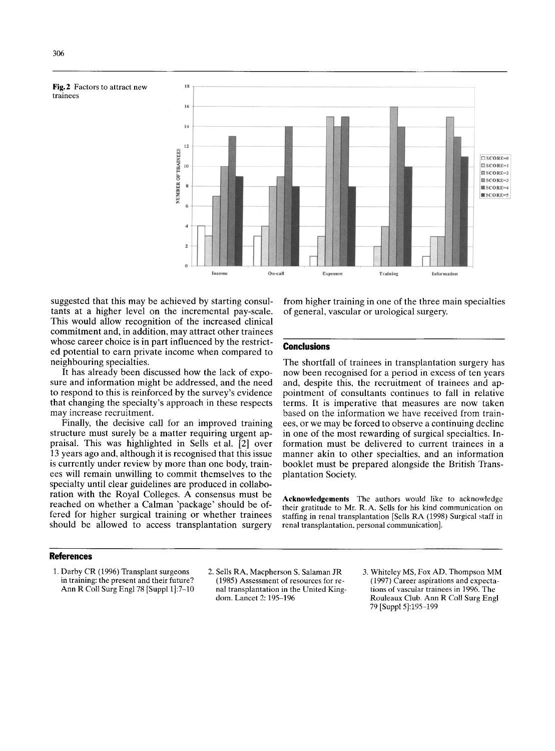**Fig. 2** Factors to attract new trainees

18
16
14
12
10
8
6
4
2
0

NUMBER OF TRAINEES

Income
On-call
Exposure
Training
Information

SCORE=0
SCORE=1
SCORE=2
SCORE=3
SCORE=4
SCORE=5

suggested that this may be achieved by starting consultants at a higher level on the incremental pay-scale. This would allow recognition of the increased clinical commitment and, in addition, may attract other trainees whose career choice is in part influenced by the restricted potential to earn private income when compared to neighbouring specialties.

It has already been discussed how the lack of exposure and information might be addressed, and the need to respond to this is reinforced by the survey's evidence that changing the specialty's approach in these respects may increase recruitment.

Finally, the decisive call for an improved training structure must surely be a matter requiring urgent appraisal. This was highlighted in Sells et al. [2] over 13 years ago and, although it is recognised that this issue is currently under review by more than one body, trainees will remain unwilling to commit themselves to the specialty until clear guidelines are produced in collaboration with the Royal Colleges. A consensus must be reached on whether a Calman 'package' should be offered for higher surgical training or whether trainees should be allowed to access transplantation surgery from higher training in one of the three main specialties of general, vascular or urological surgery.

## Conclusions

The shortfall of trainees in transplantation surgery has now been recognised for a period in excess of ten years and, despite this, the recruitment of trainees and appointment of consultants continues to fall in relative terms. It is imperative that measures are now taken based on the information we have received from trainees, or we may be forced to observe a continuing decline in one of the most rewarding of surgical specialties. Information must be delivered to current trainees in a manner akin to other specialties, and an information booklet must be prepared alongside the British Transplantation Society.

**Acknowledgements** The authors would like to acknowledge their gratitude to Mr. R. A. Sells for his kind communication on staffing in renal transplantation [Sells RA (1998) Surgical staff in renal transplantation, personal communication].

## References

1. Darby CR (1996) Transplant surgeons in training: the present and their future? Ann R Coll Surg Engl 78 [Suppl 1]:7–10
2. Sells RA, Macpherson S, Salaman JR (1985) Assessment of resources for renal transplantation in the United Kingdom. Lancet 2: 195–196
3. Whiteley MS, Fox AD, Thompson MM (1997) Career aspirations and expectations of vascular trainees in 1996. The Rouleaux Club. Ann R Coll Surg Engl 79 [Suppl 5]:195–199